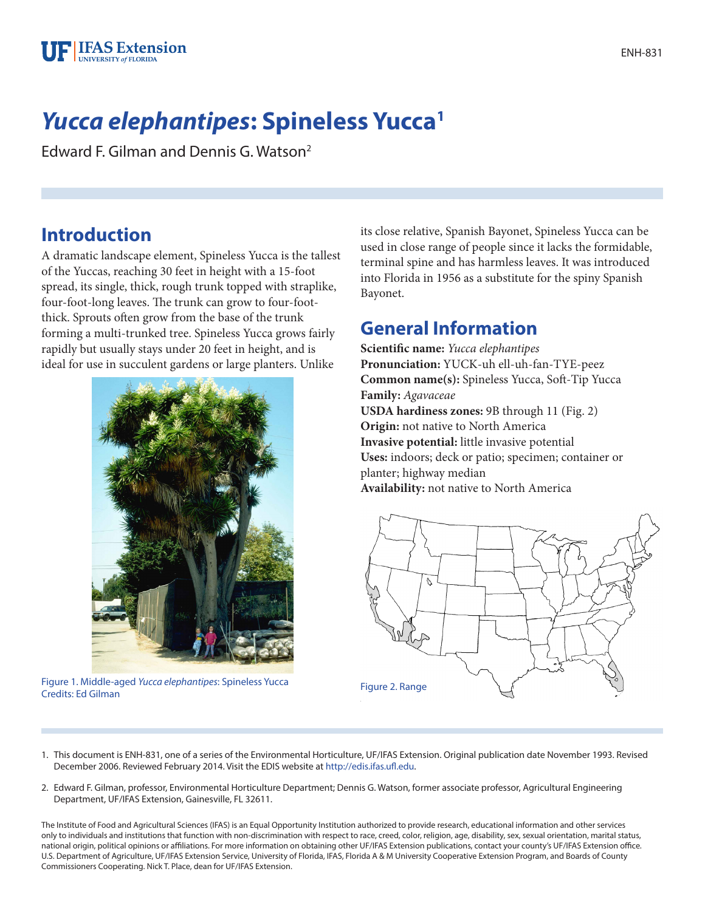# *Yucca elephantipes*: Spineless Yucca[1]

Edward F. Gilman and Dennis G. Watson[2]

## Introduction

A dramatic landscape element, Spineless Yucca is the tallest of the Yuccas, reaching 30 feet in height with a 15-foot spread, its single, thick, rough trunk topped with straplike, four-foot-long leaves. The trunk can grow to four-foot-thick. Sprouts often grow from the base of the trunk forming a multi-trunked tree. Spineless Yucca grows fairly rapidly but usually stays under 20 feet in height, and is ideal for use in succulent gardens or large planters. Unlike its close relative, Spanish Bayonet, Spineless Yucca can be used in close range of people since it lacks the formidable, terminal spine and has harmless leaves. It was introduced into Florida in 1956 as a substitute for the spiny Spanish Bayonet.

Figure 1. Middle-aged *Yucca elephantipes*: Spineless Yucca
Credits: Ed Gilman

## General Information

**Scientific name:** *Yucca elephantipes*
**Pronunciation:** YUCK-uh ell-uh-fan-TYE-peez
**Common name(s):** Spineless Yucca, Soft-Tip Yucca
**Family:** *Agavaceae*
**USDA hardiness zones:** 9B through 11 (Fig. 2)
**Origin:** not native to North America
**Invasive potential:** little invasive potential
**Uses:** indoors; deck or patio; specimen; container or planter; highway median
**Availability:** not native to North America

Figure 2. Range

1. This document is ENH-831, one of a series of the Environmental Horticulture, UF/IFAS Extension. Original publication date November 1993. Revised December 2006. Reviewed February 2014. Visit the EDIS website at http://edis.ifas.ufl.edu.

2. Edward F. Gilman, professor, Environmental Horticulture Department; Dennis G. Watson, former associate professor, Agricultural Engineering Department, UF/IFAS Extension, Gainesville, FL 32611.

The Institute of Food and Agricultural Sciences (IFAS) is an Equal Opportunity Institution authorized to provide research, educational information and other services only to individuals and institutions that function with non-discrimination with respect to race, creed, color, religion, age, disability, sex, sexual orientation, marital status, national origin, political opinions or affiliations. For more information on obtaining other UF/IFAS Extension publications, contact your county's UF/IFAS Extension office. U.S. Department of Agriculture, UF/IFAS Extension Service, University of Florida, IFAS, Florida A & M University Cooperative Extension Program, and Boards of County Commissioners Cooperating. Nick T. Place, dean for UF/IFAS Extension.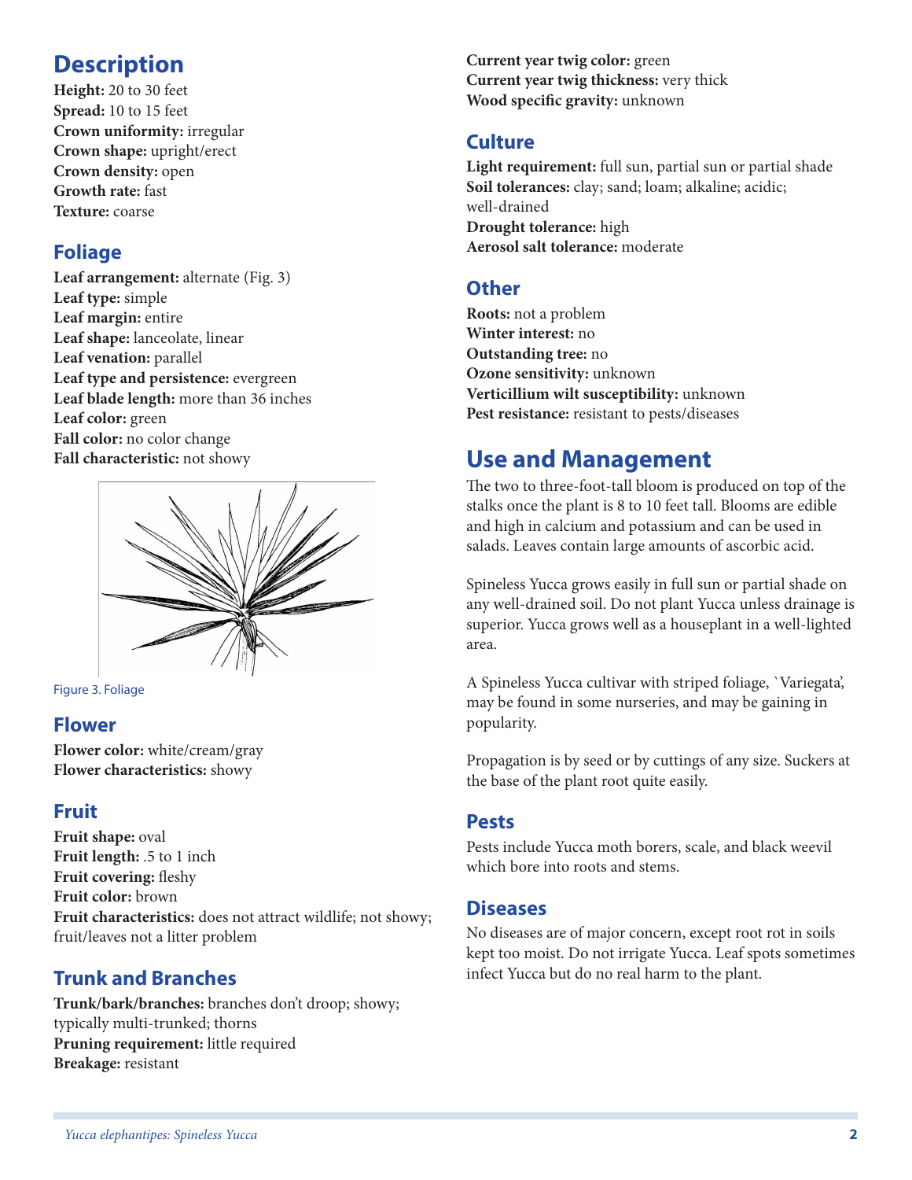## Description

**Height:** 20 to 30 feet
**Spread:** 10 to 15 feet
**Crown uniformity:** irregular
**Crown shape:** upright/erect
**Crown density:** open
**Growth rate:** fast
**Texture:** coarse

## Foliage

**Leaf arrangement:** alternate (Fig. 3)
**Leaf type:** simple
**Leaf margin:** entire
**Leaf shape:** lanceolate, linear
**Leaf venation:** parallel
**Leaf type and persistence:** evergreen
**Leaf blade length:** more than 36 inches
**Leaf color:** green
**Fall color:** no color change
**Fall characteristic:** not showy

Figure 3. Foliage

## Flower

**Flower color:** white/cream/gray
**Flower characteristics:** showy

## Fruit

**Fruit shape:** oval
**Fruit length:** .5 to 1 inch
**Fruit covering:** fleshy
**Fruit color:** brown
**Fruit characteristics:** does not attract wildlife; not showy; fruit/leaves not a litter problem

## Trunk and Branches

**Trunk/bark/branches:** branches don't droop; showy; typically multi-trunked; thorns
**Pruning requirement:** little required
**Breakage:** resistant
**Current year twig color:** green
**Current year twig thickness:** very thick
**Wood specific gravity:** unknown

## Culture

**Light requirement:** full sun, partial sun or partial shade
**Soil tolerances:** clay; sand; loam; alkaline; acidic; well-drained
**Drought tolerance:** high
**Aerosol salt tolerance:** moderate

## Other

**Roots:** not a problem
**Winter interest:** no
**Outstanding tree:** no
**Ozone sensitivity:** unknown
**Verticillium wilt susceptibility:** unknown
**Pest resistance:** resistant to pests/diseases

# Use and Management

The two to three-foot-tall bloom is produced on top of the stalks once the plant is 8 to 10 feet tall. Blooms are edible and high in calcium and potassium and can be used in salads. Leaves contain large amounts of ascorbic acid.

Spineless Yucca grows easily in full sun or partial shade on any well-drained soil. Do not plant Yucca unless drainage is superior. Yucca grows well as a houseplant in a well-lighted area.

A Spineless Yucca cultivar with striped foliage, `Variegata', may be found in some nurseries, and may be gaining in popularity.

Propagation is by seed or by cuttings of any size. Suckers at the base of the plant root quite easily.

## Pests

Pests include Yucca moth borers, scale, and black weevil which bore into roots and stems.

## Diseases

No diseases are of major concern, except root rot in soils kept too moist. Do not irrigate Yucca. Leaf spots sometimes infect Yucca but do no real harm to the plant.